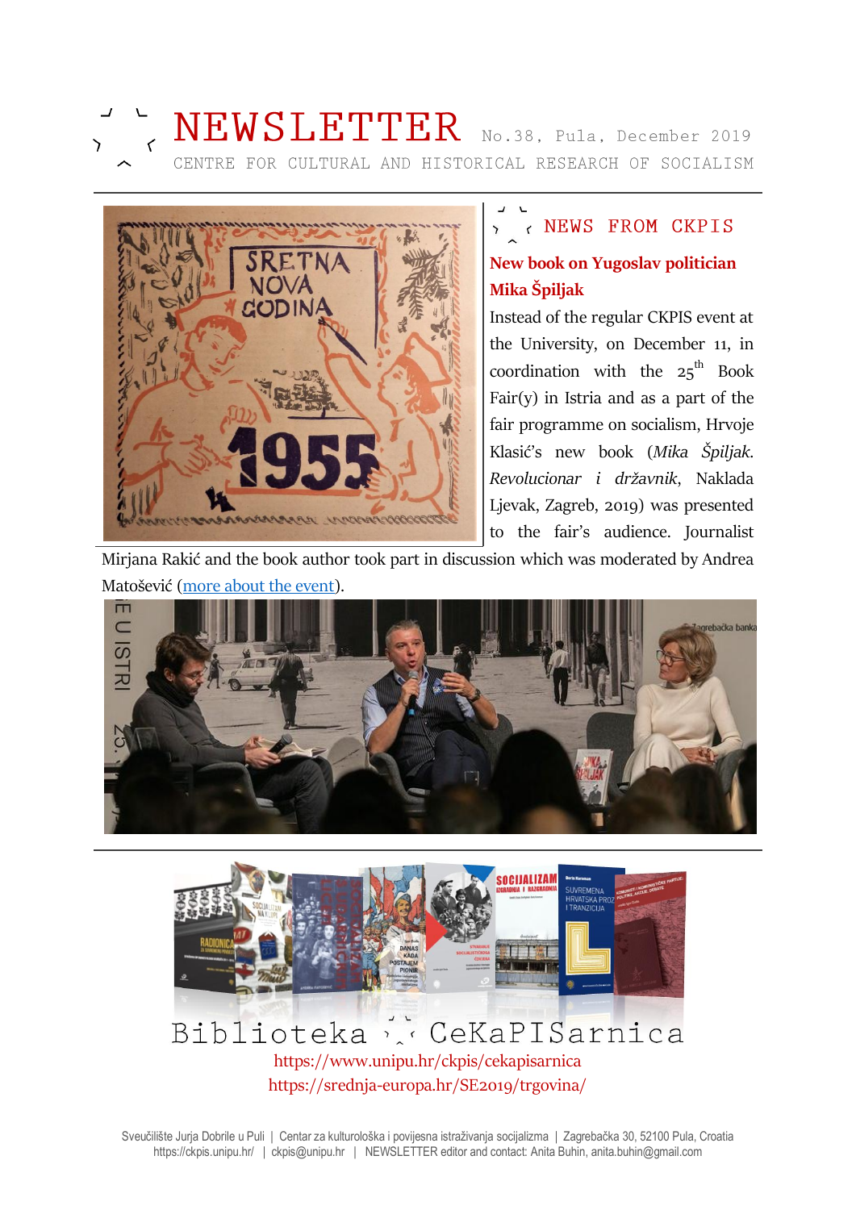# NEWSLETTER

No.38, Pula, December 2019

CENTRE FOR CULTURAL AND HISTORICAL RESEARCH OF SOCIALISM

## NEWS FROM CKPIS

### New book on Yugoslav politician Mika Špiljak

Instead of the regular CKPIS event at the University, on December 11, in coordination with the 25th Book Fair(y) in Istria and as a part of the fair programme on socialism, Hrvoje Klasić's new book (*Mika Špiljak. Revolucionar i državnik*, Naklada Ljevak, Zagreb, 2019) was presented to the fair's audience. Journalist Mirjana Rakić and the book author took part in discussion which was moderated by Andrea Matošević ([more about the event](more about the event)).

Biblioteka CeKaPISarnica

https://www.unipu.hr/ckpis/cekapisarnica

https://srednja-europa.hr/SE2019/trgovina/

Sveučilište Jurja Dobrile u Puli | Centar za kulturološka i povijesna istraživanja socijalizma | Zagrebačka 30, 52100 Pula, Croatia
https://ckpis.unipu.hr/ | ckpis@unipu.hr | NEWSLETTER editor and contact: Anita Buhin, anita.buhin@gmail.com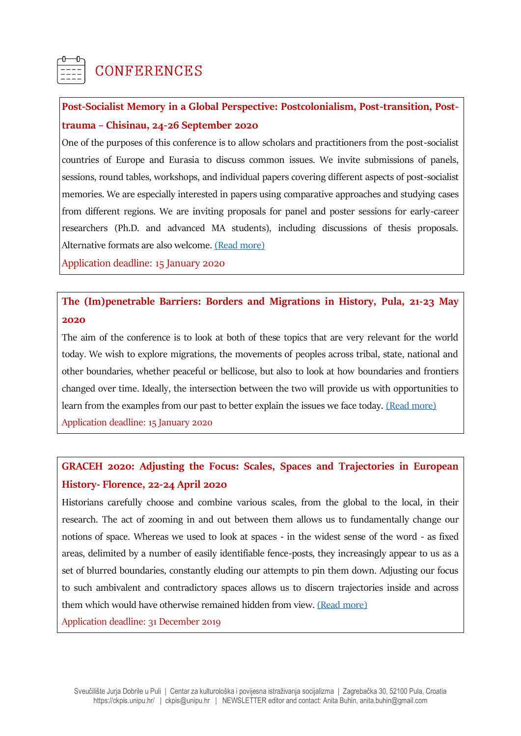# CONFERENCES

**Post-Socialist Memory in a Global Perspective: Postcolonialism, Post-transition, Post-trauma – Chisinau, 24-26 September 2020**

One of the purposes of this conference is to allow scholars and practitioners from the post-socialist countries of Europe and Eurasia to discuss common issues. We invite submissions of panels, sessions, round tables, workshops, and individual papers covering different aspects of post-socialist memories. We are especially interested in papers using comparative approaches and studying cases from different regions. We are inviting proposals for panel and poster sessions for early-career researchers (Ph.D. and advanced MA students), including discussions of thesis proposals. Alternative formats are also welcome. (Read more)

Application deadline: 15 January 2020

**The (Im)penetrable Barriers: Borders and Migrations in History, Pula, 21-23 May 2020**

The aim of the conference is to look at both of these topics that are very relevant for the world today. We wish to explore migrations, the movements of peoples across tribal, state, national and other boundaries, whether peaceful or bellicose, but also to look at how boundaries and frontiers changed over time. Ideally, the intersection between the two will provide us with opportunities to learn from the examples from our past to better explain the issues we face today. (Read more)

Application deadline: 15 January 2020

**GRACEH 2020: Adjusting the Focus: Scales, Spaces and Trajectories in European History- Florence, 22-24 April 2020**

Historians carefully choose and combine various scales, from the global to the local, in their research. The act of zooming in and out between them allows us to fundamentally change our notions of space. Whereas we used to look at spaces - in the widest sense of the word - as fixed areas, delimited by a number of easily identifiable fence-posts, they increasingly appear to us as a set of blurred boundaries, constantly eluding our attempts to pin them down. Adjusting our focus to such ambivalent and contradictory spaces allows us to discern trajectories inside and across them which would have otherwise remained hidden from view. (Read more)

Application deadline: 31 December 2019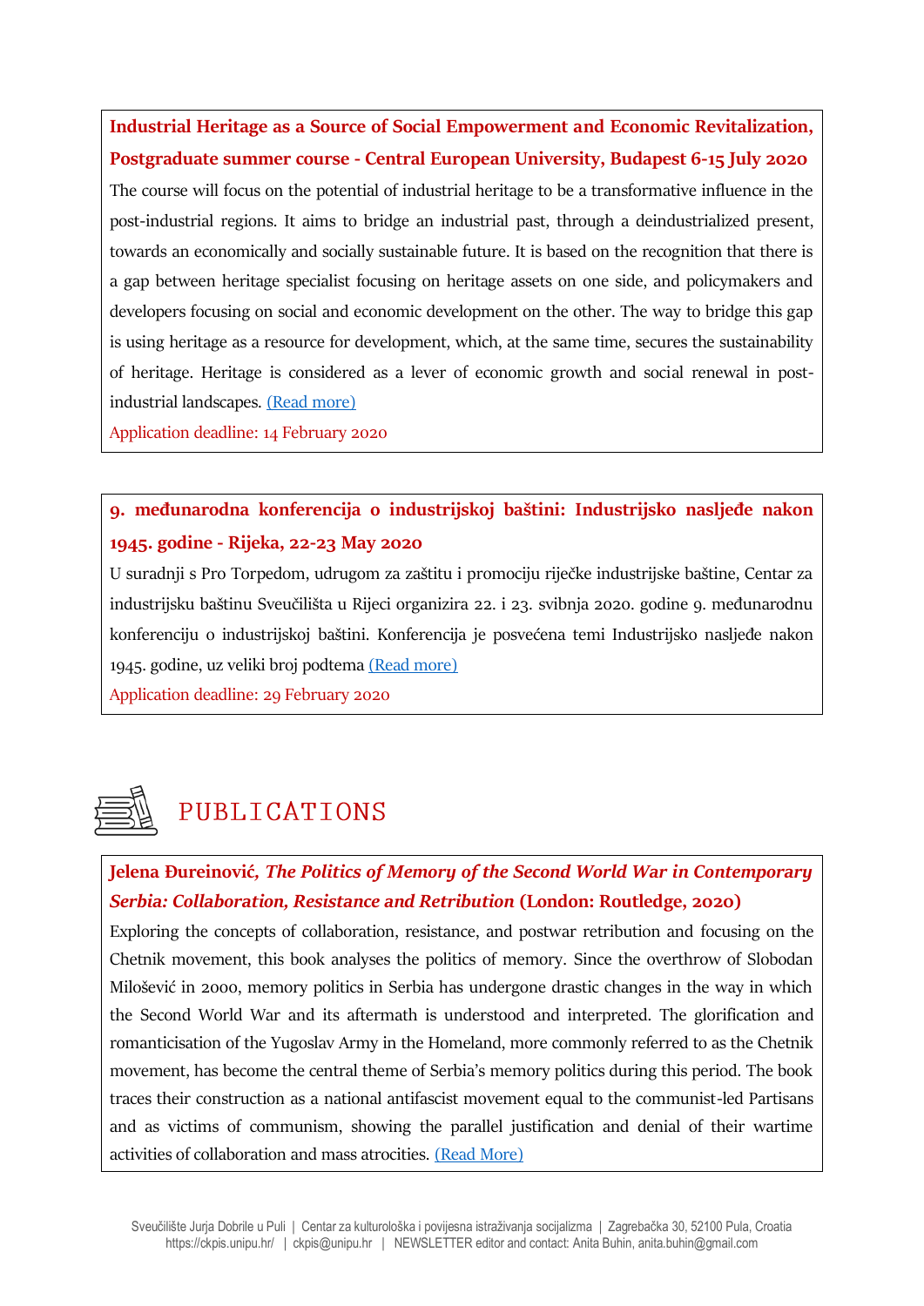**Industrial Heritage as a Source of Social Empowerment and Economic Revitalization, Postgraduate summer course - Central European University, Budapest 6-15 July 2020**

The course will focus on the potential of industrial heritage to be a transformative influence in the post-industrial regions. It aims to bridge an industrial past, through a deindustrialized present, towards an economically and socially sustainable future. It is based on the recognition that there is a gap between heritage specialist focusing on heritage assets on one side, and policymakers and developers focusing on social and economic development on the other. The way to bridge this gap is using heritage as a resource for development, which, at the same time, secures the sustainability of heritage. Heritage is considered as a lever of economic growth and social renewal in post-industrial landscapes. (Read more)

Application deadline: 14 February 2020

**9. međunarodna konferencija o industrijskoj baštini: Industrijsko nasljeđe nakon 1945. godine - Rijeka, 22-23 May 2020**

U suradnji s Pro Torpedom, udrugom za zaštitu i promociju riječke industrijske baštine, Centar za industrijsku baštinu Sveučilišta u Rijeci organizira 22. i 23. svibnja 2020. godine 9. međunarodnu konferenciju o industrijskoj baštini. Konferencija je posvećena temi Industrijsko nasljeđe nakon 1945. godine, uz veliki broj podtema (Read more)

Application deadline: 29 February 2020

## PUBLICATIONS

**Jelena Đureinović, *The Politics of Memory of the Second World War in Contemporary Serbia: Collaboration, Resistance and Retribution* (London: Routledge, 2020)**

Exploring the concepts of collaboration, resistance, and postwar retribution and focusing on the Chetnik movement, this book analyses the politics of memory. Since the overthrow of Slobodan Milošević in 2000, memory politics in Serbia has undergone drastic changes in the way in which the Second World War and its aftermath is understood and interpreted. The glorification and romanticisation of the Yugoslav Army in the Homeland, more commonly referred to as the Chetnik movement, has become the central theme of Serbia's memory politics during this period. The book traces their construction as a national antifascist movement equal to the communist-led Partisans and as victims of communism, showing the parallel justification and denial of their wartime activities of collaboration and mass atrocities. (Read More)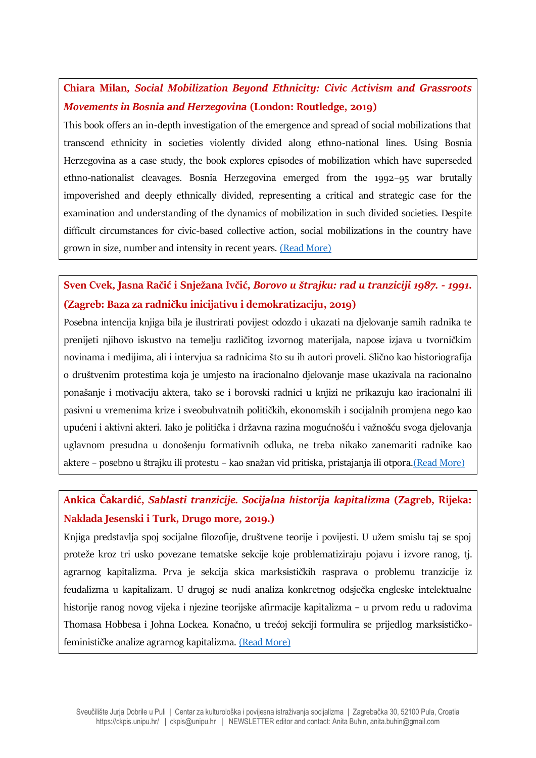**Chiara Milan, *Social Mobilization Beyond Ethnicity: Civic Activism and Grassroots Movements in Bosnia and Herzegovina* (London: Routledge, 2019)**

This book offers an in-depth investigation of the emergence and spread of social mobilizations that transcend ethnicity in societies violently divided along ethno-national lines. Using Bosnia Herzegovina as a case study, the book explores episodes of mobilization which have superseded ethno-nationalist cleavages. Bosnia Herzegovina emerged from the 1992–95 war brutally impoverished and deeply ethnically divided, representing a critical and strategic case for the examination and understanding of the dynamics of mobilization in such divided societies. Despite difficult circumstances for civic-based collective action, social mobilizations in the country have grown in size, number and intensity in recent years. (Read More)

**Sven Cvek, Jasna Račić i Snježana Ivčić, *Borovo u štrajku: rad u tranziciji 1987. - 1991.* (Zagreb: Baza za radničku inicijativu i demokratizaciju, 2019)**

Posebna intencija knjiga bila je ilustrirati povijest odozdo i ukazati na djelovanje samih radnika te prenijeti njihovo iskustvo na temelju različitog izvornog materijala, napose izjava u tvorničkim novinama i medijima, ali i intervjua sa radnicima što su ih autori proveli. Slično kao historiografija o društvenim protestima koja je umjesto na iracionalno djelovanje mase ukazivala na racionalno ponašanje i motivaciju aktera, tako se i borovski radnici u knjizi ne prikazuju kao iracionalni ili pasivni u vremenima krize i sveobuhvatnih političkih, ekonomskih i socijalnih promjena nego kao upućeni i aktivni akteri. Iako je politička i državna razina mogućnošću i važnošću svoga djelovanja uglavnom presudna u donošenju formativnih odluka, ne treba nikako zanemariti radnike kao aktere – posebno u štrajku ili protestu – kao snažan vid pritiska, pristajanja ili otpora.(Read More)

**Ankica Čakardić, *Sablasti tranzicije. Socijalna historija kapitalizma* (Zagreb, Rijeka: Naklada Jesenski i Turk, Drugo more, 2019.)**

Knjiga predstavlja spoj socijalne filozofije, društvene teorije i povijesti. U užem smislu taj se spoj proteže kroz tri usko povezane tematske sekcije koje problematiziraju pojavu i izvore ranog, tj. agrarnog kapitalizma. Prva je sekcija skica marksističkih rasprava o problemu tranzicije iz feudalizma u kapitalizam. U drugoj se nudi analiza konkretnog odsječka engleske intelektualne historije ranog novog vijeka i njezine teorijske afirmacije kapitalizma – u prvom redu u radovima Thomasa Hobbesa i Johna Lockea. Konačno, u trećoj sekciji formulira se prijedlog marksističko-feminističke analize agrarnog kapitalizma. (Read More)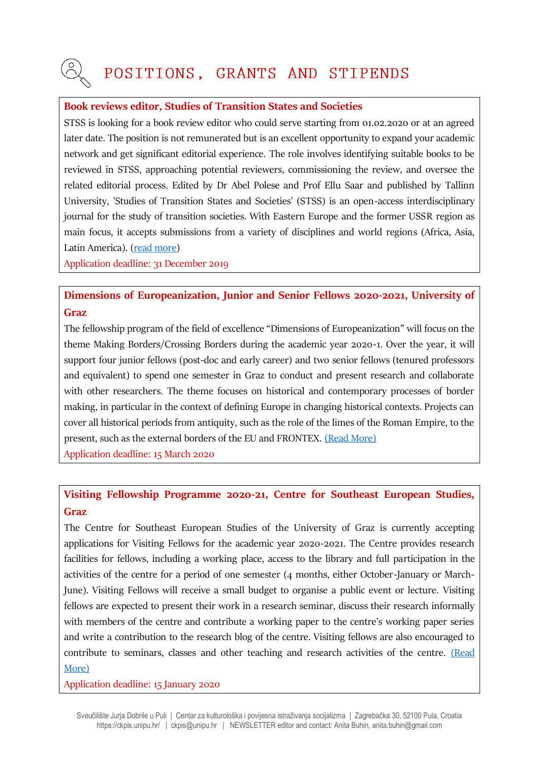# POSITIONS, GRANTS AND STIPENDS

### Book reviews editor, Studies of Transition States and Societies

STSS is looking for a book review editor who could serve starting from 01.02.2020 or at an agreed later date. The position is not remunerated but is an excellent opportunity to expand your academic network and get significant editorial experience. The role involves identifying suitable books to be reviewed in STSS, approaching potential reviewers, commissioning the review, and oversee the related editorial process. Edited by Dr Abel Polese and Prof Ellu Saar and published by Tallinn University, 'Studies of Transition States and Societies' (STSS) is an open-access interdisciplinary journal for the study of transition societies. With Eastern Europe and the former USSR region as main focus, it accepts submissions from a variety of disciplines and world regions (Africa, Asia, Latin America). (read more)

Application deadline: 31 December 2019

### Dimensions of Europeanization, Junior and Senior Fellows 2020-2021, University of Graz

The fellowship program of the field of excellence "Dimensions of Europeanization" will focus on the theme Making Borders/Crossing Borders during the academic year 2020-1. Over the year, it will support four junior fellows (post-doc and early career) and two senior fellows (tenured professors and equivalent) to spend one semester in Graz to conduct and present research and collaborate with other researchers. The theme focuses on historical and contemporary processes of border making, in particular in the context of defining Europe in changing historical contexts. Projects can cover all historical periods from antiquity, such as the role of the limes of the Roman Empire, to the present, such as the external borders of the EU and FRONTEX. (Read More)

Application deadline: 15 March 2020

### Visiting Fellowship Programme 2020-21, Centre for Southeast European Studies, Graz

The Centre for Southeast European Studies of the University of Graz is currently accepting applications for Visiting Fellows for the academic year 2020-2021. The Centre provides research facilities for fellows, including a working place, access to the library and full participation in the activities of the centre for a period of one semester (4 months, either October-January or March-June). Visiting Fellows will receive a small budget to organise a public event or lecture. Visiting fellows are expected to present their work in a research seminar, discuss their research informally with members of the centre and contribute a working paper to the centre's working paper series and write a contribution to the research blog of the centre. Visiting fellows are also encouraged to contribute to seminars, classes and other teaching and research activities of the centre. (Read More)

Application deadline: 15 January 2020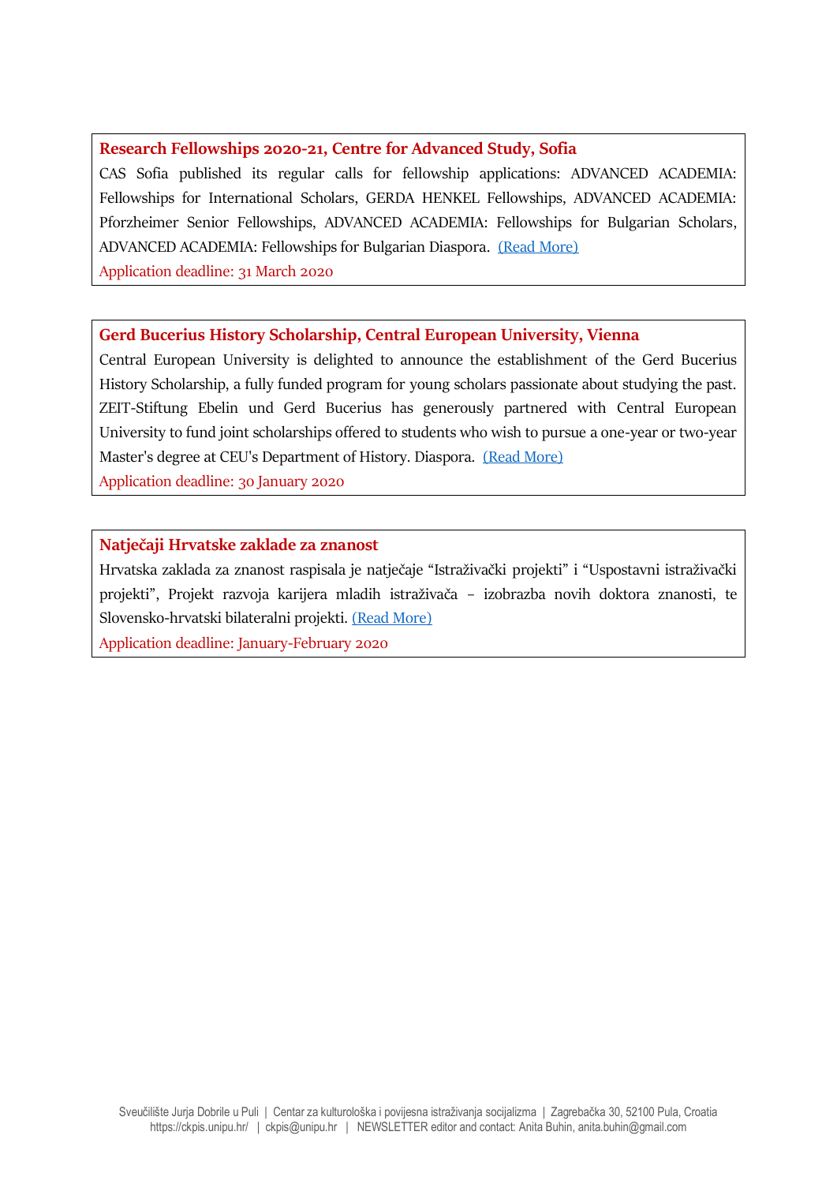### Research Fellowships 2020-21, Centre for Advanced Study, Sofia

CAS Sofia published its regular calls for fellowship applications: ADVANCED ACADEMIA: Fellowships for International Scholars, GERDA HENKEL Fellowships, ADVANCED ACADEMIA: Pforzheimer Senior Fellowships, ADVANCED ACADEMIA: Fellowships for Bulgarian Scholars, ADVANCED ACADEMIA: Fellowships for Bulgarian Diaspora. (Read More)

Application deadline: 31 March 2020

### Gerd Bucerius History Scholarship, Central European University, Vienna

Central European University is delighted to announce the establishment of the Gerd Bucerius History Scholarship, a fully funded program for young scholars passionate about studying the past. ZEIT-Stiftung Ebelin und Gerd Bucerius has generously partnered with Central European University to fund joint scholarships offered to students who wish to pursue a one-year or two-year Master's degree at CEU's Department of History. Diaspora. (Read More)

Application deadline: 30 January 2020

### Natječaji Hrvatske zaklade za znanost

Hrvatska zaklada za znanost raspisala je natječaje "Istraživački projekti" i "Uspostavni istraživački projekti", Projekt razvoja karijera mladih istraživača – izobrazba novih doktora znanosti, te Slovensko-hrvatski bilateralni projekti. (Read More)

Application deadline: January-February 2020